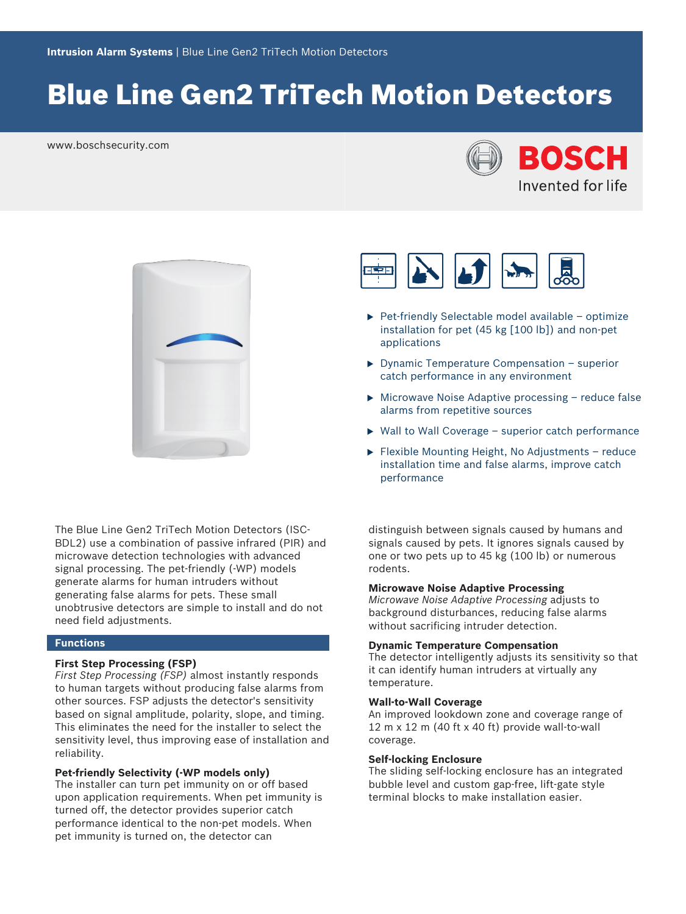Intrusion Alarm Systems | Blue Line Gen2 TriTech Motion Detectors

# Blue Line Gen2 TriTech Motion Detectors

www.boschsecurity.com

BOSCH
Invented for life

- Pet-friendly Selectable model available – optimize installation for pet (45 kg [100 lb]) and non-pet applications
- Dynamic Temperature Compensation – superior catch performance in any environment
- Microwave Noise Adaptive processing – reduce false alarms from repetitive sources
- Wall to Wall Coverage – superior catch performance
- Flexible Mounting Height, No Adjustments – reduce installation time and false alarms, improve catch performance

The Blue Line Gen2 TriTech Motion Detectors (ISC-BDL2) use a combination of passive infrared (PIR) and microwave detection technologies with advanced signal processing. The pet-friendly (-WP) models generate alarms for human intruders without generating false alarms for pets. These small unobtrusive detectors are simple to install and do not need field adjustments.

## Functions

### First Step Processing (FSP)

*First Step Processing (FSP)* almost instantly responds to human targets without producing false alarms from other sources. FSP adjusts the detector's sensitivity based on signal amplitude, polarity, slope, and timing. This eliminates the need for the installer to select the sensitivity level, thus improving ease of installation and reliability.

### Pet-friendly Selectivity (-WP models only)

The installer can turn pet immunity on or off based upon application requirements. When pet immunity is turned off, the detector provides superior catch performance identical to the non-pet models. When pet immunity is turned on, the detector can distinguish between signals caused by humans and signals caused by pets. It ignores signals caused by one or two pets up to 45 kg (100 lb) or numerous rodents.

### Microwave Noise Adaptive Processing

*Microwave Noise Adaptive Processing* adjusts to background disturbances, reducing false alarms without sacrificing intruder detection.

### Dynamic Temperature Compensation

The detector intelligently adjusts its sensitivity so that it can identify human intruders at virtually any temperature.

### Wall-to-Wall Coverage

An improved lookdown zone and coverage range of 12 m x 12 m (40 ft x 40 ft) provide wall-to-wall coverage.

### Self-locking Enclosure

The sliding self-locking enclosure has an integrated bubble level and custom gap-free, lift-gate style terminal blocks to make installation easier.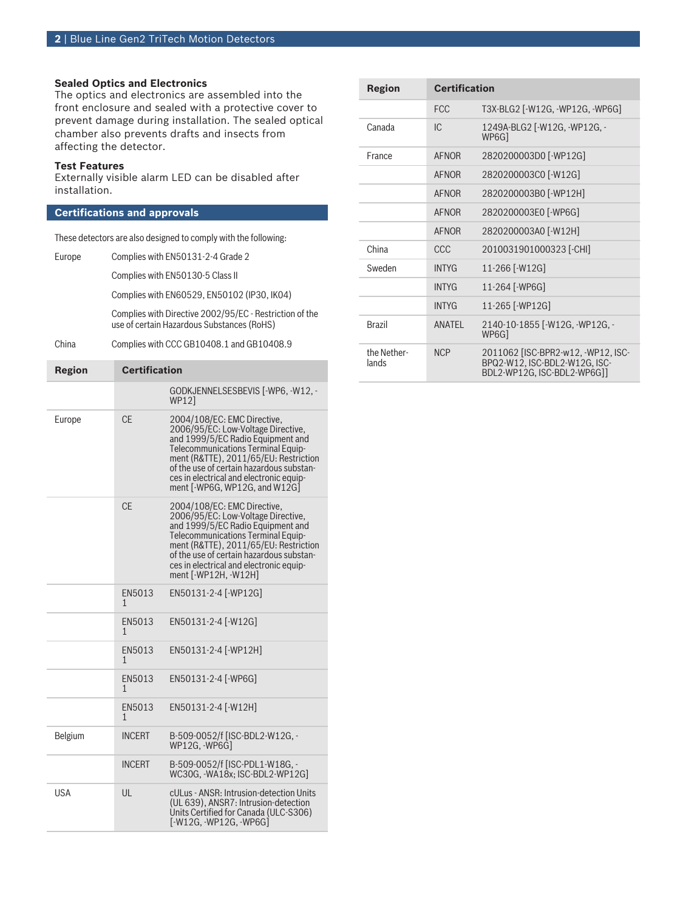### Sealed Optics and Electronics

The optics and electronics are assembled into the front enclosure and sealed with a protective cover to prevent damage during installation. The sealed optical chamber also prevents drafts and insects from affecting the detector.

### Test Features

Externally visible alarm LED can be disabled after installation.

## Certifications and approvals

These detectors are also designed to comply with the following:

| | |
|---|---|
| Europe | Complies with EN50131-2-4 Grade 2 |
| | Complies with EN50130-5 Class II |
| | Complies with EN60529, EN50102 (IP30, IK04) |
| | Complies with Directive 2002/95/EC - Restriction of the use of certain Hazardous Substances (RoHS) |
| China | Complies with CCC GB10408.1 and GB10408.9 |

| Region | Certification | |
|---|---|---|
| | | GODKJENNELSESBEVIS [-WP6, -W12, -WP12] |
| Europe | CE | 2004/108/EC: EMC Directive, 2006/95/EC: Low-Voltage Directive, and 1999/5/EC Radio Equipment and Telecommunications Terminal Equipment (R&TTE), 2011/65/EU: Restriction of the use of certain hazardous substances in electrical and electronic equipment [-WP6G, WP12G, and W12G] |
| | CE | 2004/108/EC: EMC Directive, 2006/95/EC: Low-Voltage Directive, and 1999/5/EC Radio Equipment and Telecommunications Terminal Equipment (R&TTE), 2011/65/EU: Restriction of the use of certain hazardous substances in electrical and electronic equipment [-WP12H, -W12H] |
| | EN50131 | EN50131-2-4 [-WP12G] |
| | EN50131 | EN50131-2-4 [-W12G] |
| | EN50131 | EN50131-2-4 [-WP12H] |
| | EN50131 | EN50131-2-4 [-WP6G] |
| | EN50131 | EN50131-2-4 [-W12H] |
| Belgium | INCERT | B-509-0052/f [ISC-BDL2-W12G, -WP12G, -WP6G] |
| | INCERT | B-509-0052/f [ISC-PDL1-W18G, -WC30G, -WA18x; ISC-BDL2-WP12G] |
| USA | UL | cULus - ANSR: Intrusion-detection Units (UL 639), ANSR7: Intrusion-detection Units Certified for Canada (ULC-S306) [-W12G, -WP12G, -WP6G] |
| | FCC | T3X-BLG2 [-W12G, -WP12G, -WP6G] |
| Canada | IC | 1249A-BLG2 [-W12G, -WP12G, -WP6G] |
| France | AFNOR | 2820200003D0 [-WP12G] |
| | AFNOR | 2820200003C0 [-W12G] |
| | AFNOR | 2820200003B0 [-WP12H] |
| | AFNOR | 2820200003E0 [-WP6G] |
| | AFNOR | 2820200003A0 [-W12H] |
| China | CCC | 2010031901000323 [-CHI] |
| Sweden | INTYG | 11-266 [-W12G] |
| | INTYG | 11-264 [-WP6G] |
| | INTYG | 11-265 [-WP12G] |
| Brazil | ANATEL | 2140-10-1855 [-W12G, -WP12G, -WP6G] |
| the Netherlands | NCP | 2011062 [ISC-BPR2-w12, -WP12, ISC-BPQ2-W12, ISC-BDL2-W12G, ISC-BDL2-WP12G, ISC-BDL2-WP6G]] |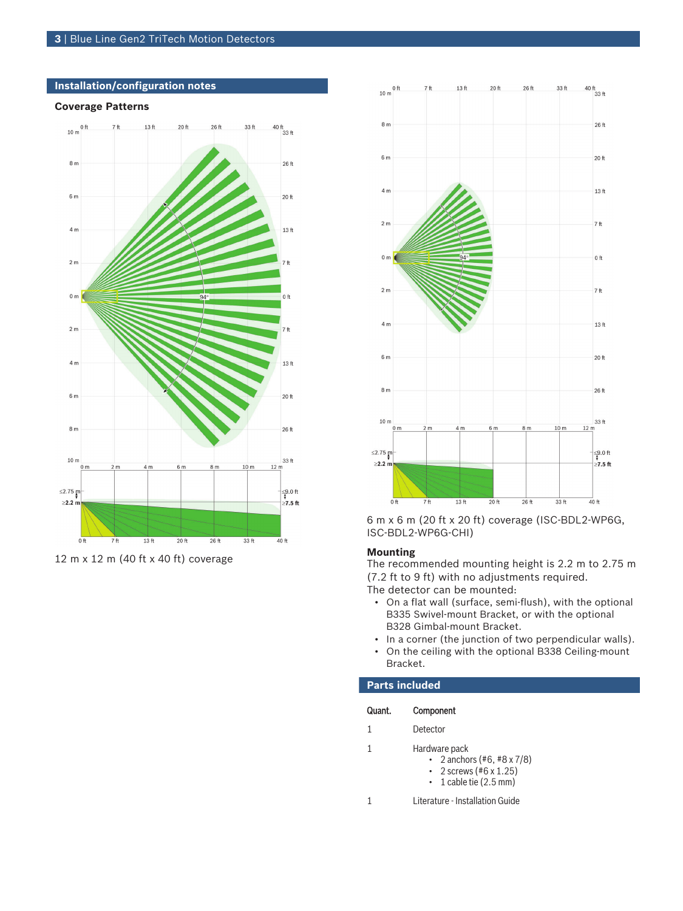## Installation/configuration notes

### Coverage Patterns

12 m x 12 m (40 ft x 40 ft) coverage

6 m x 6 m (20 ft x 20 ft) coverage (ISC-BDL2-WP6G, ISC-BDL2-WP6G-CHI)

### Mounting

The recommended mounting height is 2.2 m to 2.75 m (7.2 ft to 9 ft) with no adjustments required.

The detector can be mounted:

- On a flat wall (surface, semi-flush), with the optional B335 Swivel-mount Bracket, or with the optional B328 Gimbal-mount Bracket.
- In a corner (the junction of two perpendicular walls).
- On the ceiling with the optional B338 Ceiling-mount Bracket.

## Parts included

| Quant. | Component |
| --- | --- |
| 1 | Detector |
| 1 | Hardware pack<br>• 2 anchors (#6, #8 x 7/8)<br>• 2 screws (#6 x 1.25)<br>• 1 cable tie (2.5 mm) |
| 1 | Literature - Installation Guide |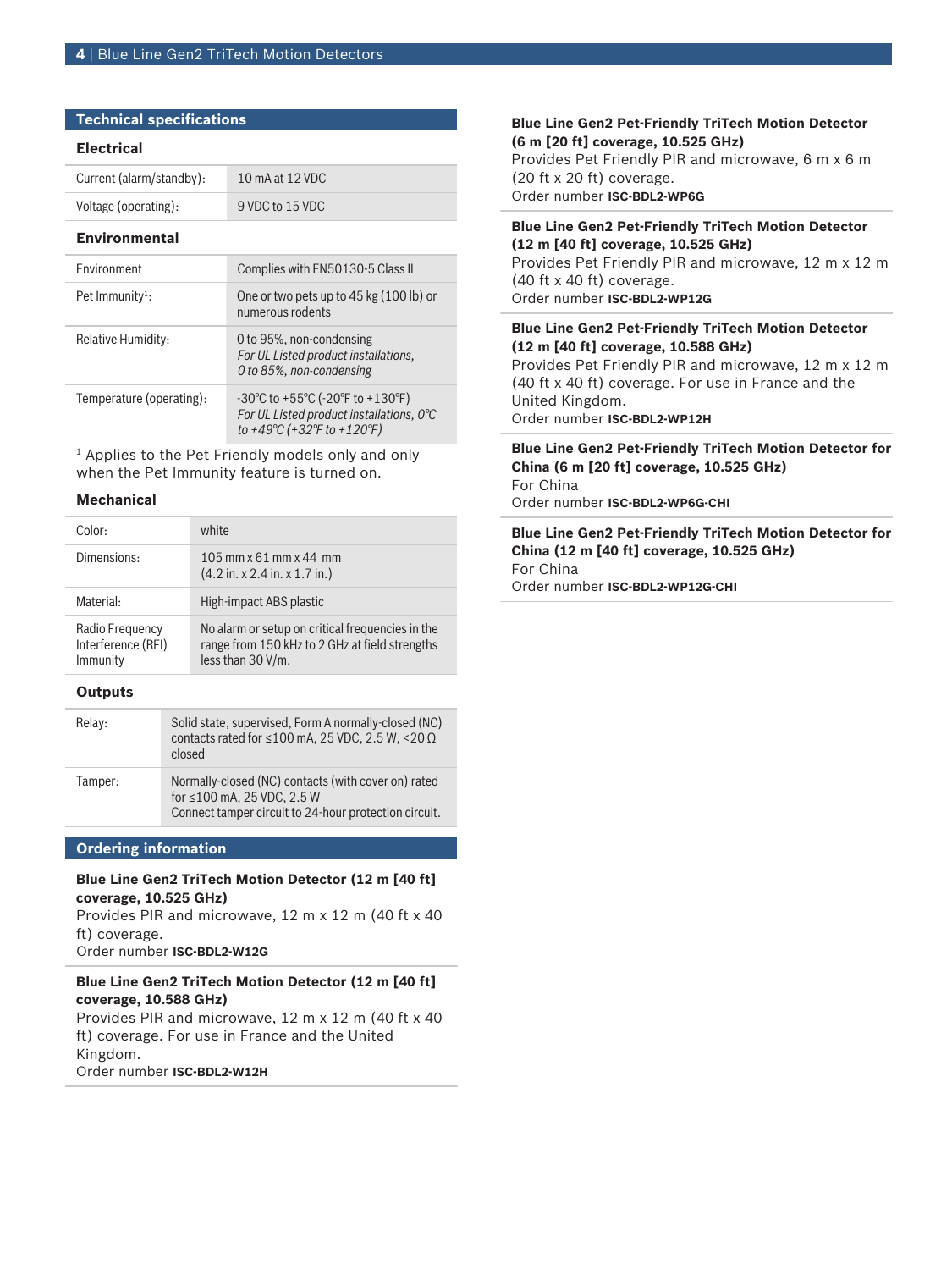## Technical specifications

### Electrical

| | |
|---|---|
| Current (alarm/standby): | 10 mA at 12 VDC |
| Voltage (operating): | 9 VDC to 15 VDC |

### Environmental

| | |
|---|---|
| Environment | Complies with EN50130-5 Class II |
| Pet Immunity[1]: | One or two pets up to 45 kg (100 lb) or numerous rodents |
| Relative Humidity: | 0 to 95%, non-condensing<br>*For UL Listed product installations, 0 to 85%, non-condensing* |
| Temperature (operating): | -30°C to +55°C (-20°F to +130°F)<br>*For UL Listed product installations, 0°C to +49°C (+32°F to +120°F)* |

[1] Applies to the Pet Friendly models only and only when the Pet Immunity feature is turned on.

### Mechanical

| | |
|---|---|
| Color: | white |
| Dimensions: | 105 mm x 61 mm x 44 mm<br>(4.2 in. x 2.4 in. x 1.7 in.) |
| Material: | High-impact ABS plastic |
| Radio Frequency Interference (RFI) Immunity | No alarm or setup on critical frequencies in the range from 150 kHz to 2 GHz at field strengths less than 30 V/m. |

### Outputs

| | |
|---|---|
| Relay: | Solid state, supervised, Form A normally-closed (NC) contacts rated for ≤100 mA, 25 VDC, 2.5 W, <20 Ω closed |
| Tamper: | Normally-closed (NC) contacts (with cover on) rated for ≤100 mA, 25 VDC, 2.5 W<br>Connect tamper circuit to 24-hour protection circuit. |

## Ordering information

**Blue Line Gen2 TriTech Motion Detector (12 m [40 ft] coverage, 10.525 GHz)**
Provides PIR and microwave, 12 m x 12 m (40 ft x 40 ft) coverage.
Order number **ISC-BDL2-W12G**

**Blue Line Gen2 TriTech Motion Detector (12 m [40 ft] coverage, 10.588 GHz)**
Provides PIR and microwave, 12 m x 12 m (40 ft x 40 ft) coverage. For use in France and the United Kingdom.
Order number **ISC-BDL2-W12H**

**Blue Line Gen2 Pet-Friendly TriTech Motion Detector (6 m [20 ft] coverage, 10.525 GHz)**
Provides Pet Friendly PIR and microwave, 6 m x 6 m (20 ft x 20 ft) coverage.
Order number **ISC-BDL2-WP6G**

**Blue Line Gen2 Pet-Friendly TriTech Motion Detector (12 m [40 ft] coverage, 10.525 GHz)**
Provides Pet Friendly PIR and microwave, 12 m x 12 m (40 ft x 40 ft) coverage.
Order number **ISC-BDL2-WP12G**

**Blue Line Gen2 Pet-Friendly TriTech Motion Detector (12 m [40 ft] coverage, 10.588 GHz)**
Provides Pet Friendly PIR and microwave, 12 m x 12 m (40 ft x 40 ft) coverage. For use in France and the United Kingdom.
Order number **ISC-BDL2-WP12H**

**Blue Line Gen2 Pet-Friendly TriTech Motion Detector for China (6 m [20 ft] coverage, 10.525 GHz)**
For China
Order number **ISC-BDL2-WP6G-CHI**

**Blue Line Gen2 Pet-Friendly TriTech Motion Detector for China (12 m [40 ft] coverage, 10.525 GHz)**
For China
Order number **ISC-BDL2-WP12G-CHI**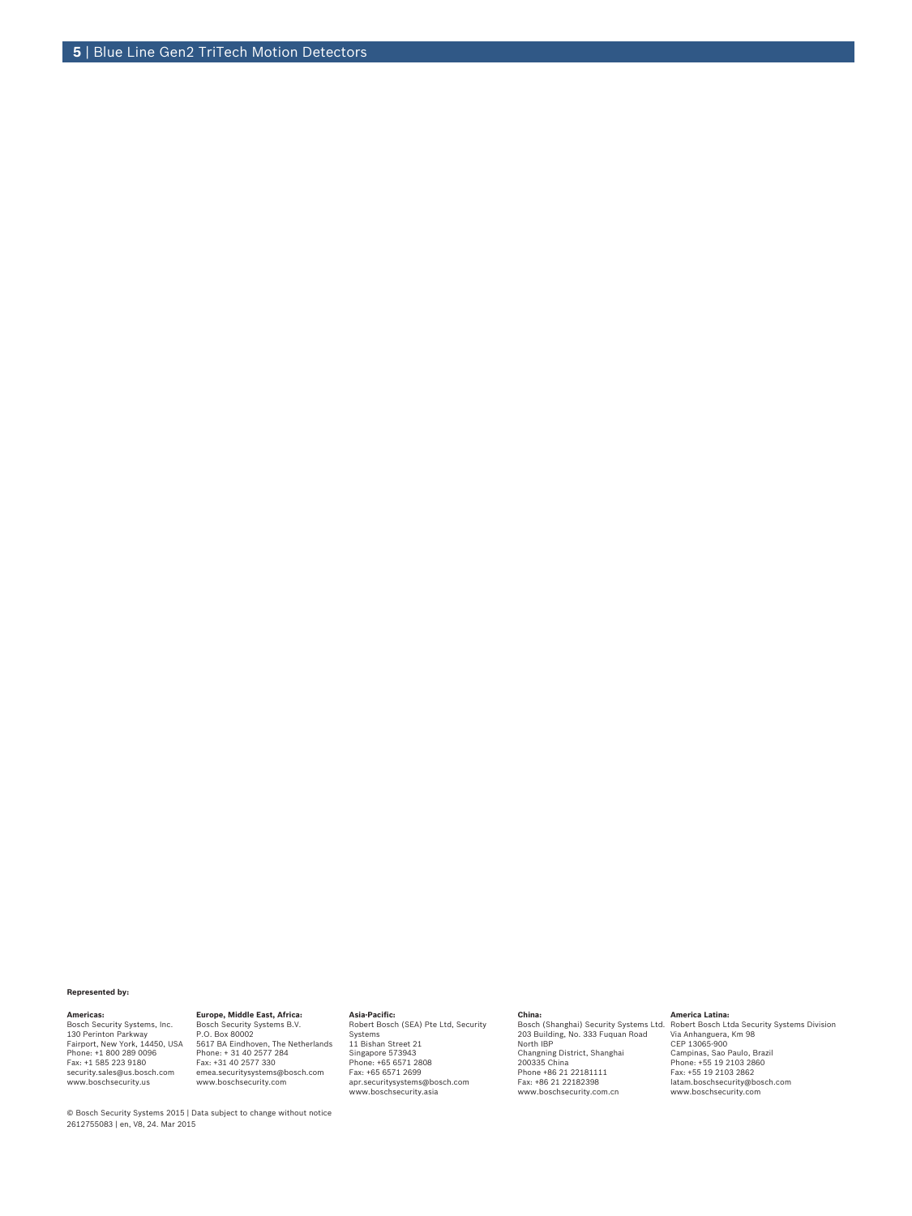**Represented by:**

**Americas:**
Bosch Security Systems, Inc.
130 Perinton Parkway
Fairport, New York, 14450, USA
Phone: +1 800 289 0096
Fax: +1 585 223 9180
security.sales@us.bosch.com
www.boschsecurity.us

**Europe, Middle East, Africa:**
Bosch Security Systems B.V.
P.O. Box 80002
5617 BA Eindhoven, The Netherlands
Phone: + 31 40 2577 284
Fax: +31 40 2577 330
emea.securitysystems@bosch.com
www.boschsecurity.com

**Asia-Pacific:**
Robert Bosch (SEA) Pte Ltd, Security Systems
11 Bishan Street 21
Singapore 573943
Phone: +65 6571 2808
Fax: +65 6571 2699
apr.securitysystems@bosch.com
www.boschsecurity.asia

**China:**
Bosch (Shanghai) Security Systems Ltd.
203 Building, No. 333 Fuquan Road
North IBP
Changning District, Shanghai
200335 China
Phone +86 21 22181111
Fax: +86 21 22182398
www.boschsecurity.com.cn

**America Latina:**
Robert Bosch Ltda Security Systems Division
Via Anhanguera, Km 98
CEP 13065-900
Campinas, Sao Paulo, Brazil
Phone: +55 19 2103 2860
Fax: +55 19 2103 2862
latam.boschsecurity@bosch.com
www.boschsecurity.com

© Bosch Security Systems 2015 | Data subject to change without notice
2612755083 | en, V8, 24. Mar 2015